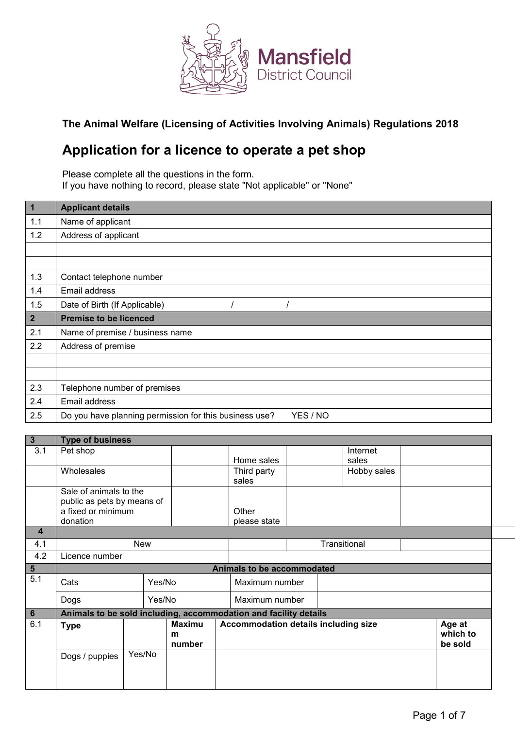Mansfield District Council

**The Animal Welfare (Licensing of Activities Involving Animals) Regulations 2018**

## Application for a licence to operate a pet shop

Please complete all the questions in the form.
If you have nothing to record, please state "Not applicable" or "None"

| **1** | **Applicant details** |
|---|---|
| 1.1 | Name of applicant |
| 1.2 | Address of applicant |
| | |
| | |
| 1.3 | Contact telephone number |
| 1.4 | Email address |
| 1.5 | Date of Birth (If Applicable) / / |
| **2** | **Premise to be licenced** |
| 2.1 | Name of premise / business name |
| 2.2 | Address of premise |
| | |
| | |
| 2.3 | Telephone number of premises |
| 2.4 | Email address |
| 2.5 | Do you have planning permission for this business use? YES / NO |

| **3** | **Type of business** | | | | | |
|---|---|---|---|---|---|---|
| 3.1 | Pet shop | | Home sales | | Internet sales | |
| | Wholesales | | Third party sales | | Hobby sales | |
| | Sale of animals to the public as pets by means of a fixed or minimum donation | | Other please state | | | |
| **4** | | | | | | |
| 4.1 | New | | | Transitional | | |
| 4.2 | Licence number | | | | | |

| **5** | **Animals to be accommodated** | | | |
|---|---|---|---|---|
| 5.1 | Cats | Yes/No | Maximum number | |
| | Dogs | Yes/No | Maximum number | |

| **6** | **Animals to be sold including, accommodation and facility details** | | | | |
|---|---|---|---|---|---|
| 6.1 | **Type** | | **Maximum number** | **Accommodation details including size** | **Age at which to be sold** |
| | Dogs / puppies | Yes/No | | | |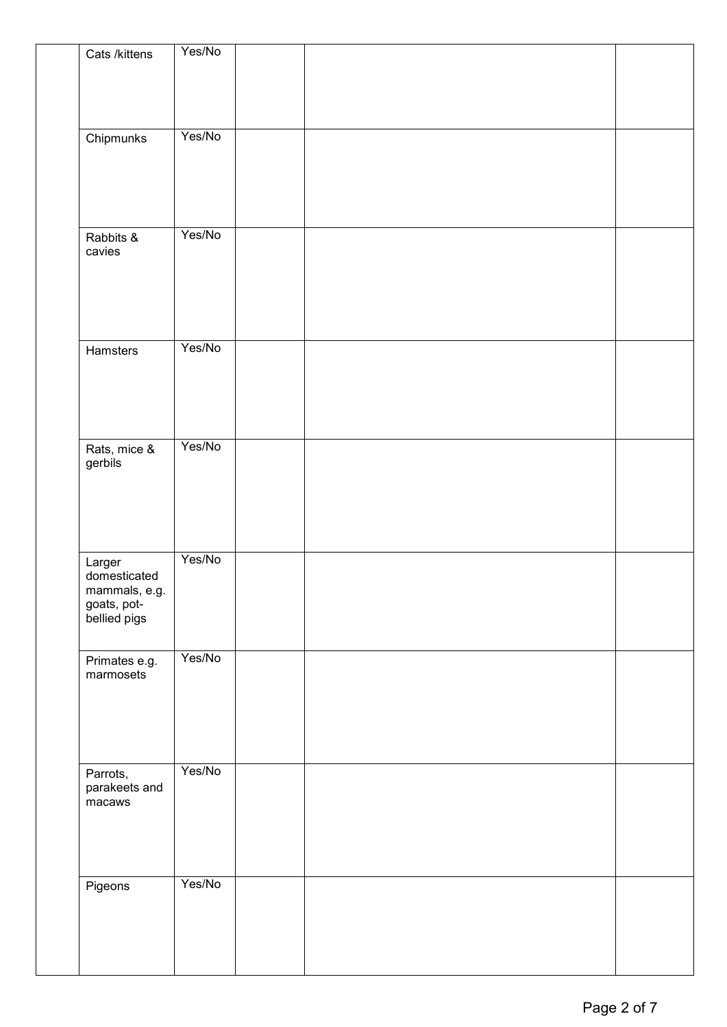| | | | | | |
|---|---|---|---|---|---|
| | Cats /kittens | Yes/No | | | |
| | Chipmunks | Yes/No | | | |
| | Rabbits & cavies | Yes/No | | | |
| | Hamsters | Yes/No | | | |
| | Rats, mice & gerbils | Yes/No | | | |
| | Larger domesticated mammals, e.g. goats, pot-bellied pigs | Yes/No | | | |
| | Primates e.g. marmosets | Yes/No | | | |
| | Parrots, parakeets and macaws | Yes/No | | | |
| | Pigeons | Yes/No | | | |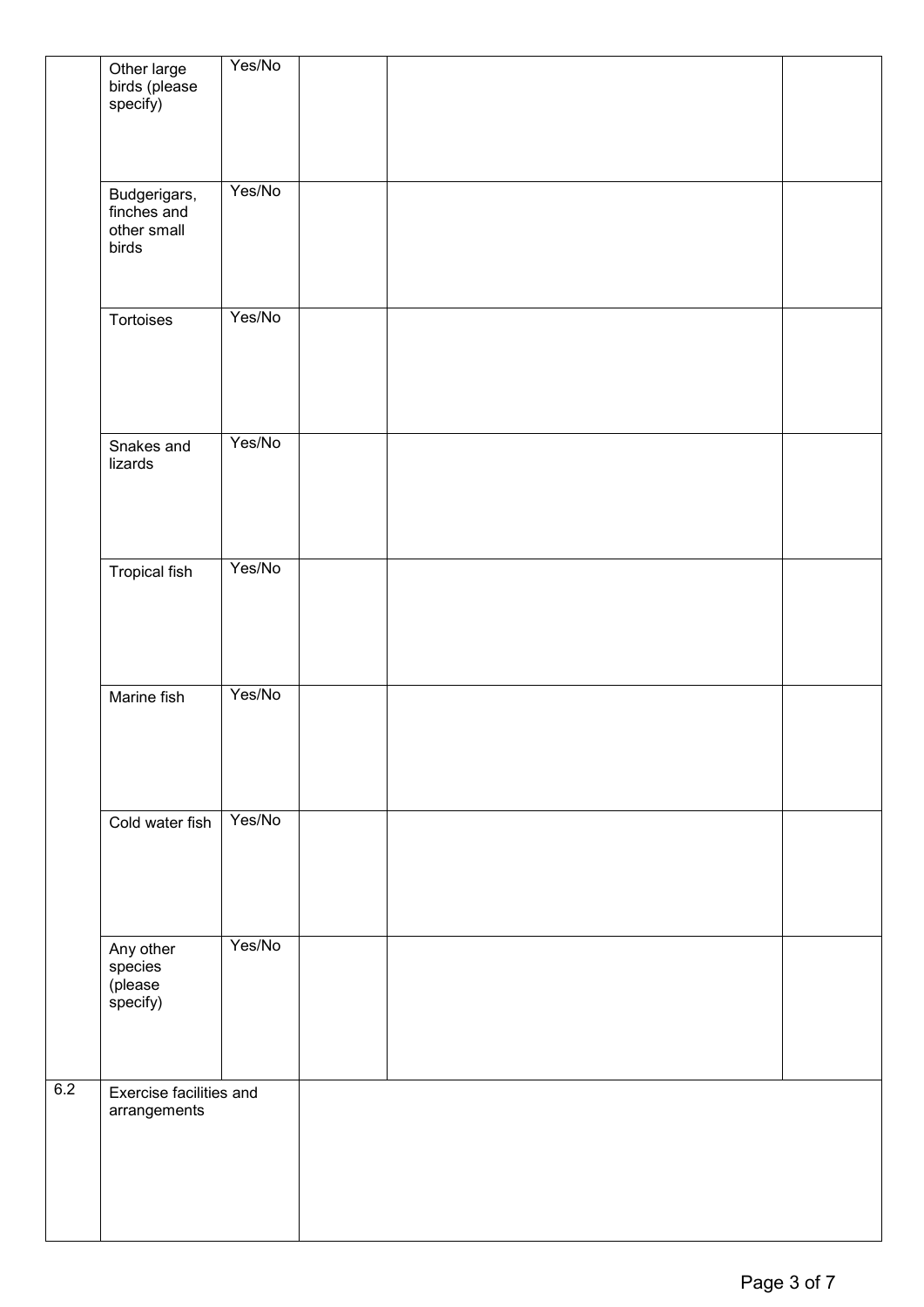| | | | | | |
|---|---|---|---|---|---|
| | Other large birds (please specify) | Yes/No | | | |
| | Budgerigars, finches and other small birds | Yes/No | | | |
| | Tortoises | Yes/No | | | |
| | Snakes and lizards | Yes/No | | | |
| | Tropical fish | Yes/No | | | |
| | Marine fish | Yes/No | | | |
| | Cold water fish | Yes/No | | | |
| | Any other species (please specify) | Yes/No | | | |
| 6.2 | Exercise facilities and arrangements | | | | |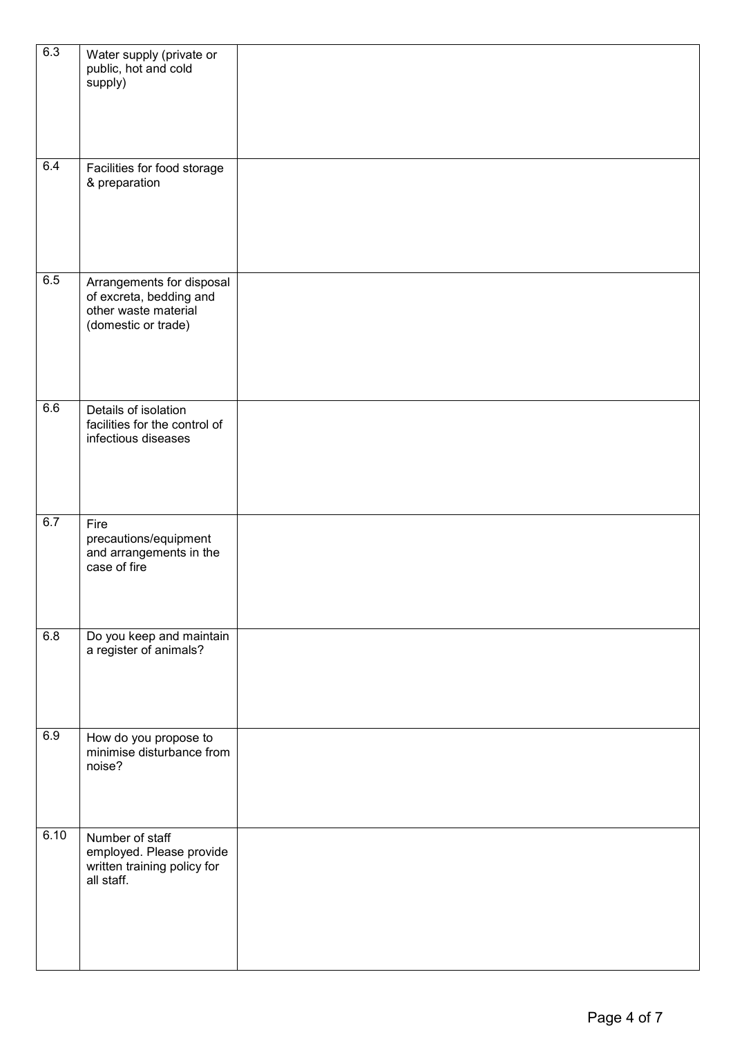| | | |
|---|---|---|
| 6.3 | Water supply (private or public, hot and cold supply) | |
| 6.4 | Facilities for food storage & preparation | |
| 6.5 | Arrangements for disposal of excreta, bedding and other waste material (domestic or trade) | |
| 6.6 | Details of isolation facilities for the control of infectious diseases | |
| 6.7 | Fire precautions/equipment and arrangements in the case of fire | |
| 6.8 | Do you keep and maintain a register of animals? | |
| 6.9 | How do you propose to minimise disturbance from noise? | |
| 6.10 | Number of staff employed. Please provide written training policy for all staff. | |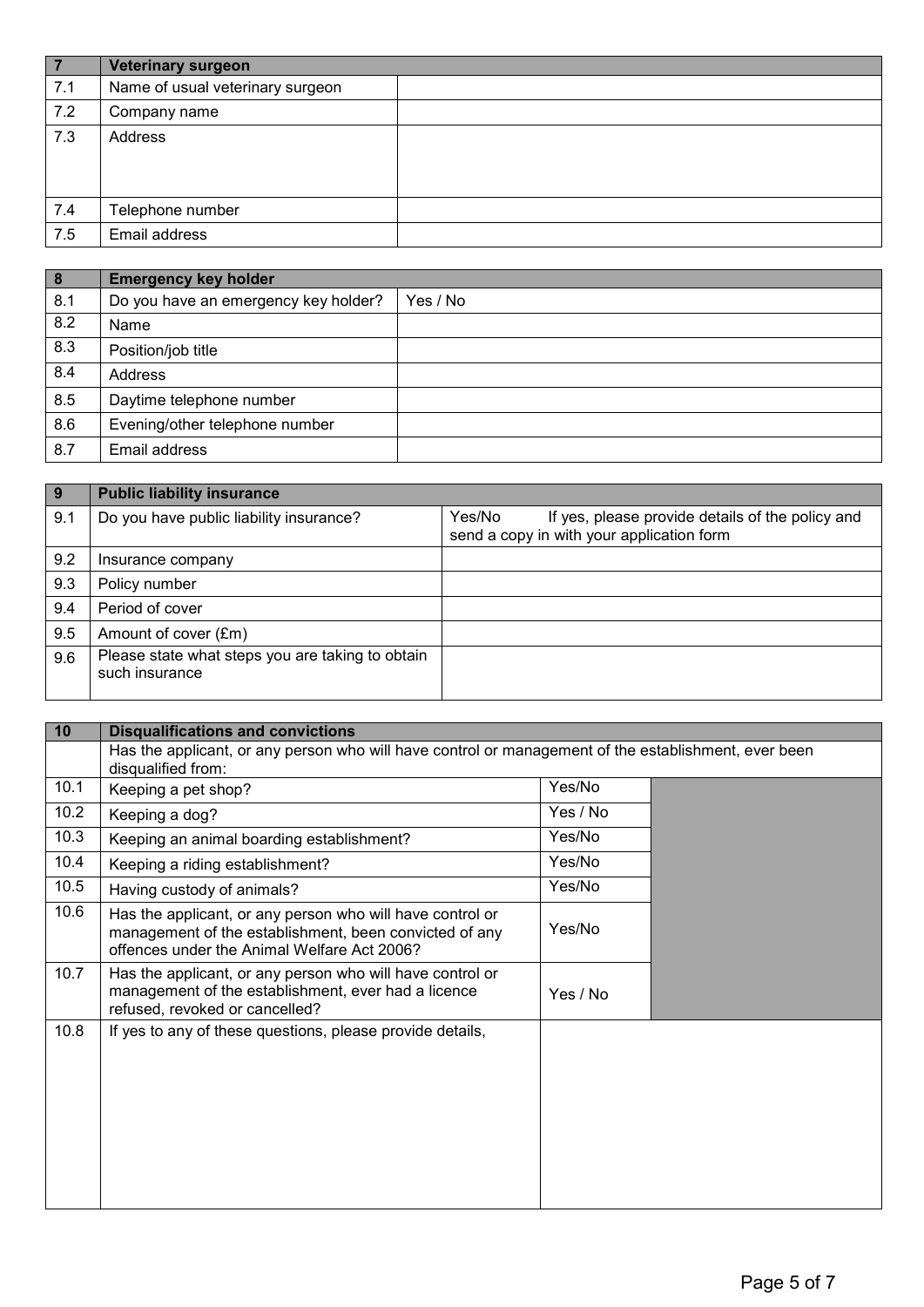| 7 | Veterinary surgeon | |
|---|---|---|
| 7.1 | Name of usual veterinary surgeon | |
| 7.2 | Company name | |
| 7.3 | Address | |
| 7.4 | Telephone number | |
| 7.5 | Email address | |

| 8 | Emergency key holder | |
|---|---|---|
| 8.1 | Do you have an emergency key holder? | Yes / No |
| 8.2 | Name | |
| 8.3 | Position/job title | |
| 8.4 | Address | |
| 8.5 | Daytime telephone number | |
| 8.6 | Evening/other telephone number | |
| 8.7 | Email address | |

| 9 | Public liability insurance | |
|---|---|---|
| 9.1 | Do you have public liability insurance? | Yes/No If yes, please provide details of the policy and send a copy in with your application form |
| 9.2 | Insurance company | |
| 9.3 | Policy number | |
| 9.4 | Period of cover | |
| 9.5 | Amount of cover (£m) | |
| 9.6 | Please state what steps you are taking to obtain such insurance | |

| 10 | Disqualifications and convictions | | |
|---|---|---|---|
| | Has the applicant, or any person who will have control or management of the establishment, ever been disqualified from: | | |
| 10.1 | Keeping a pet shop? | Yes/No | |
| 10.2 | Keeping a dog? | Yes / No | |
| 10.3 | Keeping an animal boarding establishment? | Yes/No | |
| 10.4 | Keeping a riding establishment? | Yes/No | |
| 10.5 | Having custody of animals? | Yes/No | |
| 10.6 | Has the applicant, or any person who will have control or management of the establishment, been convicted of any offences under the Animal Welfare Act 2006? | Yes/No | |
| 10.7 | Has the applicant, or any person who will have control or management of the establishment, ever had a licence refused, revoked or cancelled? | Yes / No | |
| 10.8 | If yes to any of these questions, please provide details, | | |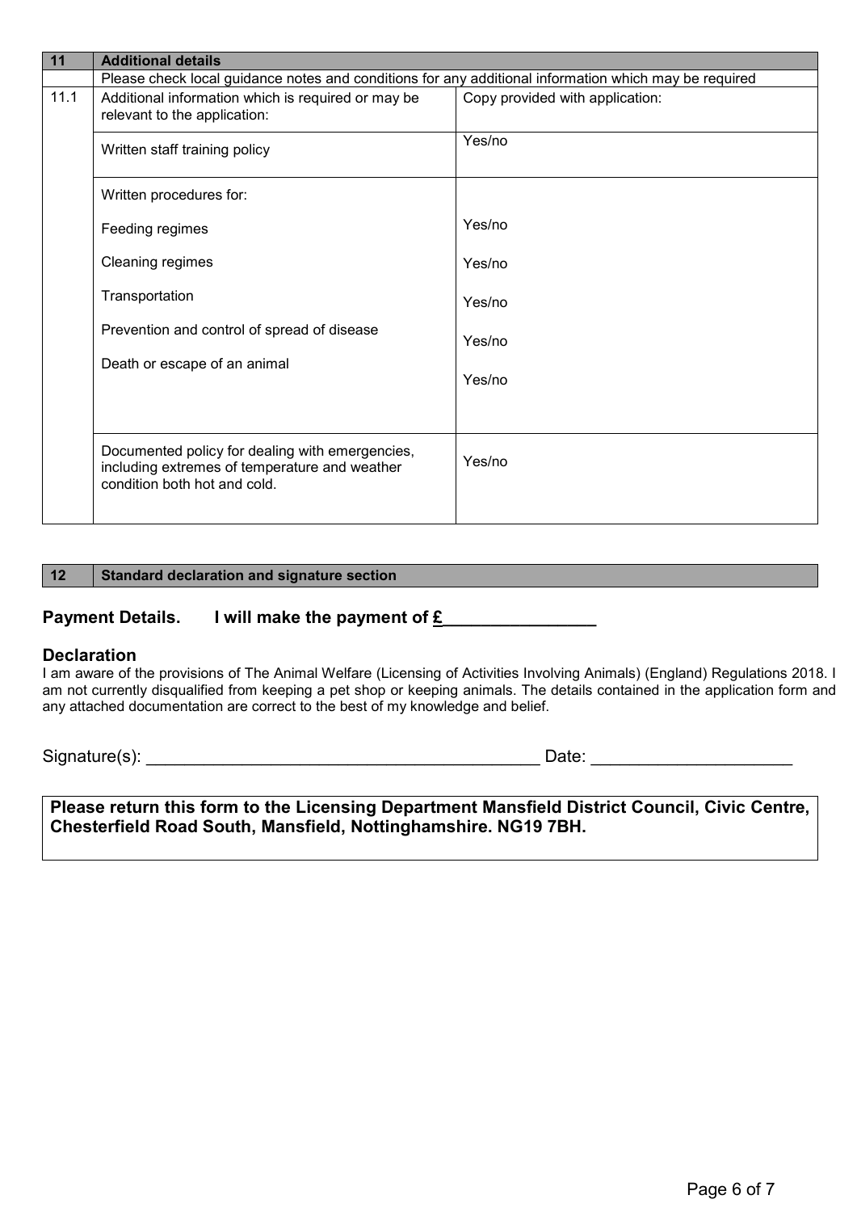| 11 | Additional details | |
|---|---|---|
| | Please check local guidance notes and conditions for any additional information which may be required | |
| 11.1 | Additional information which is required or may be relevant to the application: | Copy provided with application: |
| | Written staff training policy | Yes/no |
| | Written procedures for: | |
| | Feeding regimes | Yes/no |
| | Cleaning regimes | Yes/no |
| | Transportation | Yes/no |
| | Prevention and control of spread of disease | Yes/no |
| | Death or escape of an animal | Yes/no |
| | Documented policy for dealing with emergencies, including extremes of temperature and weather condition both hot and cold. | Yes/no |

| 12 | Standard declaration and signature section |
|---|---|

**Payment Details.** **I will make the payment of £\_\_\_\_\_\_\_\_\_\_\_\_\_\_\_\_**

### Declaration

I am aware of the provisions of The Animal Welfare (Licensing of Activities Involving Animals) (England) Regulations 2018. I am not currently disqualified from keeping a pet shop or keeping animals. The details contained in the application form and any attached documentation are correct to the best of my knowledge and belief.

Signature(s): \_\_\_\_\_\_\_\_\_\_\_\_\_\_\_\_\_\_\_\_\_\_\_\_\_\_\_\_\_\_\_\_\_\_\_\_\_\_\_\_ Date: \_\_\_\_\_\_\_\_\_\_\_\_\_\_\_\_\_\_\_\_\_

**Please return this form to the Licensing Department Mansfield District Council, Civic Centre, Chesterfield Road South, Mansfield, Nottinghamshire. NG19 7BH.**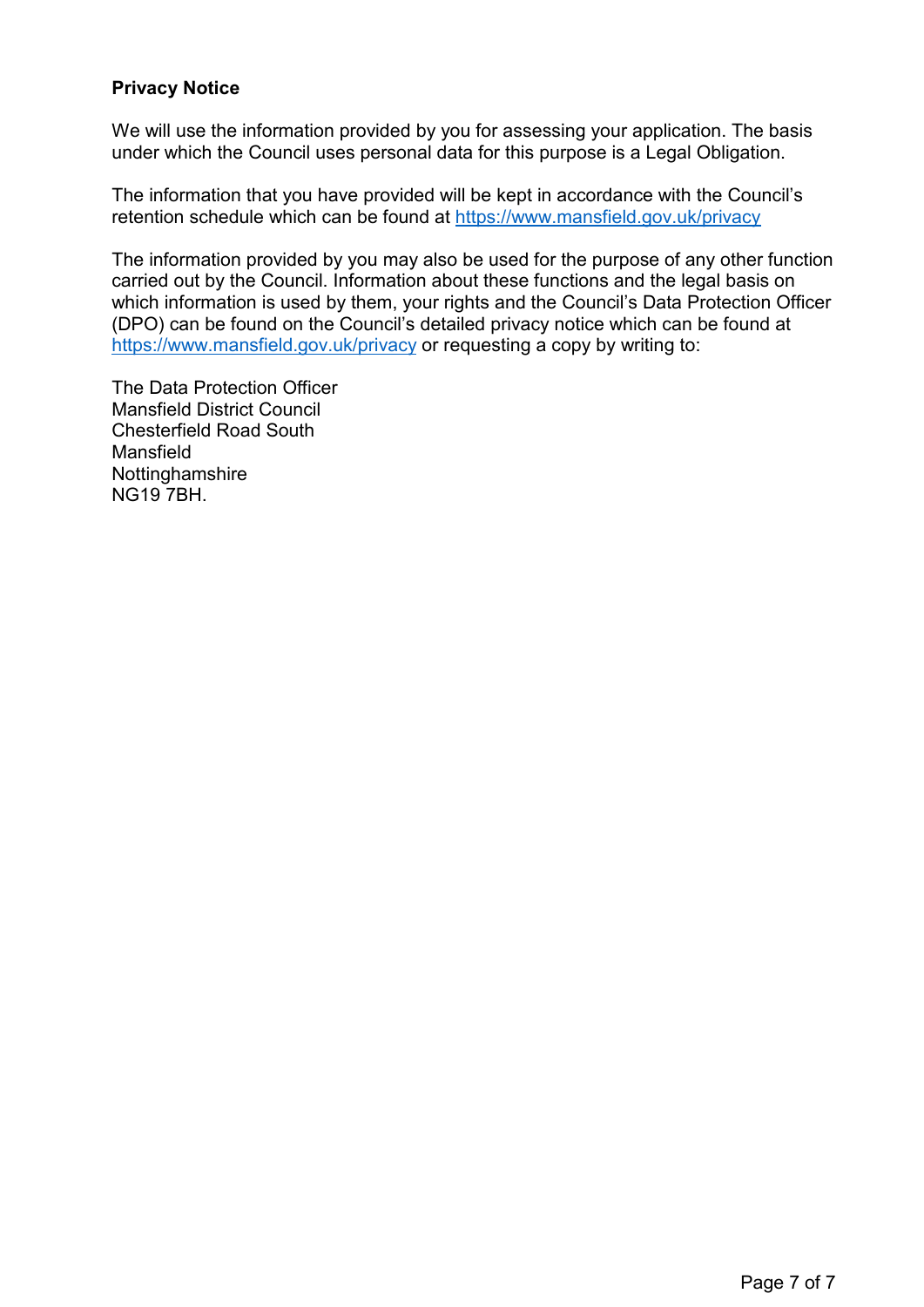**Privacy Notice**

We will use the information provided by you for assessing your application. The basis under which the Council uses personal data for this purpose is a Legal Obligation.

The information that you have provided will be kept in accordance with the Council's retention schedule which can be found at https://www.mansfield.gov.uk/privacy

The information provided by you may also be used for the purpose of any other function carried out by the Council. Information about these functions and the legal basis on which information is used by them, your rights and the Council's Data Protection Officer (DPO) can be found on the Council's detailed privacy notice which can be found at https://www.mansfield.gov.uk/privacy or requesting a copy by writing to:

The Data Protection Officer
Mansfield District Council
Chesterfield Road South
Mansfield
Nottinghamshire
NG19 7BH.